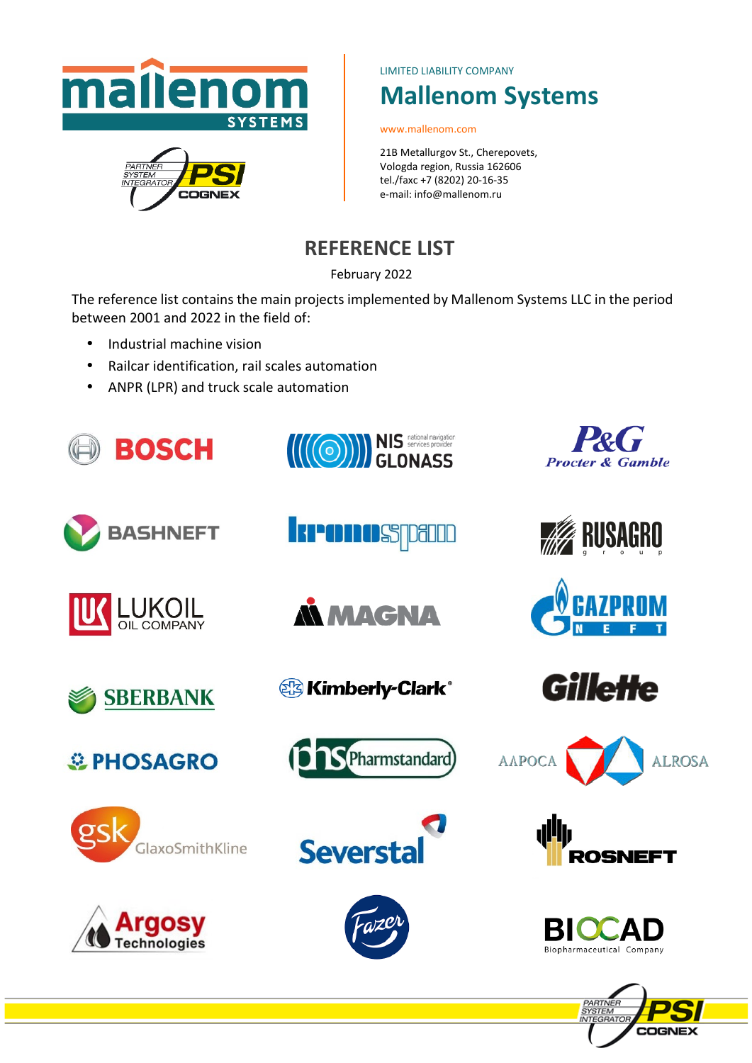LIMITED LIABILITY COMPANY

# Mallenom Systems

www.mallenom.com

21B Metallurgov St., Cherepovets,
Vologda region, Russia 162606
tel./faxc +7 (8202) 20-16-35
e-mail: info@mallenom.ru

## REFERENCE LIST

February 2022

The reference list contains the main projects implemented by Mallenom Systems LLC in the period between 2001 and 2022 in the field of:

- Industrial machine vision
- Railcar identification, rail scales automation
- ANPR (LPR) and truck scale automation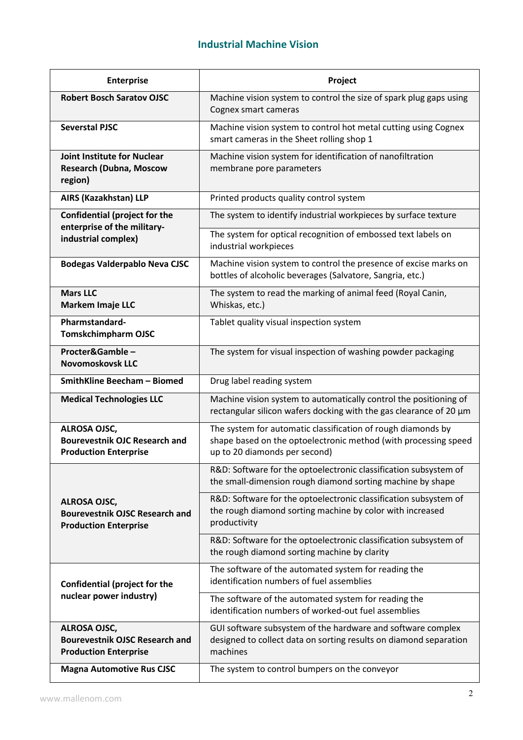## Industrial Machine Vision

| Enterprise | Project |
| --- | --- |
| **Robert Bosch Saratov OJSC** | Machine vision system to control the size of spark plug gaps using Cognex smart cameras |
| **Severstal PJSC** | Machine vision system to control hot metal cutting using Cognex smart cameras in the Sheet rolling shop 1 |
| **Joint Institute for Nuclear Research (Dubna, Moscow region)** | Machine vision system for identification of nanofiltration membrane pore parameters |
| **AIRS (Kazakhstan) LLP** | Printed products quality control system |
| **Confidential (project for the enterprise of the military-industrial complex)** | The system to identify industrial workpieces by surface texture |
| | The system for optical recognition of embossed text labels on industrial workpieces |
| **Bodegas Valderpablo Neva CJSC** | Machine vision system to control the presence of excise marks on bottles of alcoholic beverages (Salvatore, Sangria, etc.) |
| **Mars LLC**<br>**Markem Imaje LLC** | The system to read the marking of animal feed (Royal Canin, Whiskas, etc.) |
| **Pharmstandard-Tomskchimpharm OJSC** | Tablet quality visual inspection system |
| **Procter&Gamble – Novomoskovsk LLC** | The system for visual inspection of washing powder packaging |
| **SmithKline Beecham – Biomed** | Drug label reading system |
| **Medical Technologies LLC** | Machine vision system to automatically control the positioning of rectangular silicon wafers docking with the gas clearance of 20 µm |
| **ALROSA OJSC, Bourevestnik OJC Research and Production Enterprise** | The system for automatic classification of rough diamonds by shape based on the optoelectronic method (with processing speed up to 20 diamonds per second) |
| **ALROSA OJSC, Bourevestnik OJSC Research and Production Enterprise** | R&D: Software for the optoelectronic classification subsystem of the small-dimension rough diamond sorting machine by shape |
| | R&D: Software for the optoelectronic classification subsystem of the rough diamond sorting machine by color with increased productivity |
| | R&D: Software for the optoelectronic classification subsystem of the rough diamond sorting machine by clarity |
| **Confidential (project for the nuclear power industry)** | The software of the automated system for reading the identification numbers of fuel assemblies |
| | The software of the automated system for reading the identification numbers of worked-out fuel assemblies |
| **ALROSA OJSC, Bourevestnik OJSC Research and Production Enterprise** | GUI software subsystem of the hardware and software complex designed to collect data on sorting results on diamond separation machines |
| **Magna Automotive Rus CJSC** | The system to control bumpers on the conveyor |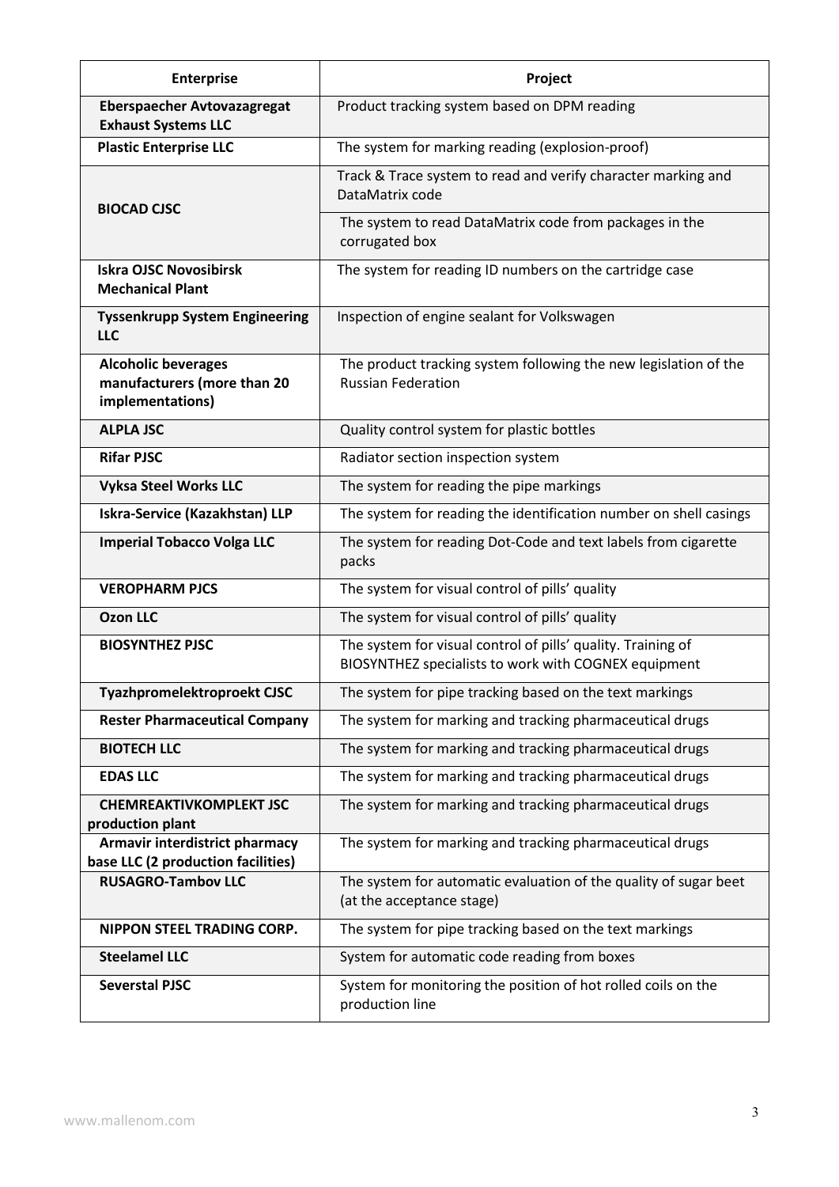| Enterprise | Project |
|---|---|
| **Eberspaecher Avtovazagregat Exhaust Systems LLC** | Product tracking system based on DPM reading |
| **Plastic Enterprise LLC** | The system for marking reading (explosion-proof) |
| **BIOCAD CJSC** | Track & Trace system to read and verify character marking and DataMatrix code |
| | The system to read DataMatrix code from packages in the corrugated box |
| **Iskra OJSC Novosibirsk Mechanical Plant** | The system for reading ID numbers on the cartridge case |
| **Tyssenkrupp System Engineering LLC** | Inspection of engine sealant for Volkswagen |
| **Alcoholic beverages manufacturers (more than 20 implementations)** | The product tracking system following the new legislation of the Russian Federation |
| **ALPLA JSC** | Quality control system for plastic bottles |
| **Rifar PJSC** | Radiator section inspection system |
| **Vyksa Steel Works LLC** | The system for reading the pipe markings |
| **Iskra-Service (Kazakhstan) LLP** | The system for reading the identification number on shell casings |
| **Imperial Tobacco Volga LLC** | The system for reading Dot-Code and text labels from cigarette packs |
| **VEROPHARM PJCS** | The system for visual control of pills' quality |
| **Ozon LLC** | The system for visual control of pills' quality |
| **BIOSYNTHEZ PJSC** | The system for visual control of pills' quality. Training of BIOSYNTHEZ specialists to work with COGNEX equipment |
| **Tyazhpromelektroproekt CJSC** | The system for pipe tracking based on the text markings |
| **Rester Pharmaceutical Company** | The system for marking and tracking pharmaceutical drugs |
| **BIOTECH LLC** | The system for marking and tracking pharmaceutical drugs |
| **EDAS LLC** | The system for marking and tracking pharmaceutical drugs |
| **CHEMREAKTIVKOMPLEKT JSC production plant** | The system for marking and tracking pharmaceutical drugs |
| **Armavir interdistrict pharmacy base LLC (2 production facilities)** | The system for marking and tracking pharmaceutical drugs |
| **RUSAGRO-Tambov LLC** | The system for automatic evaluation of the quality of sugar beet (at the acceptance stage) |
| **NIPPON STEEL TRADING CORP.** | The system for pipe tracking based on the text markings |
| **Steelamel LLC** | System for automatic code reading from boxes |
| **Severstal PJSC** | System for monitoring the position of hot rolled coils on the production line |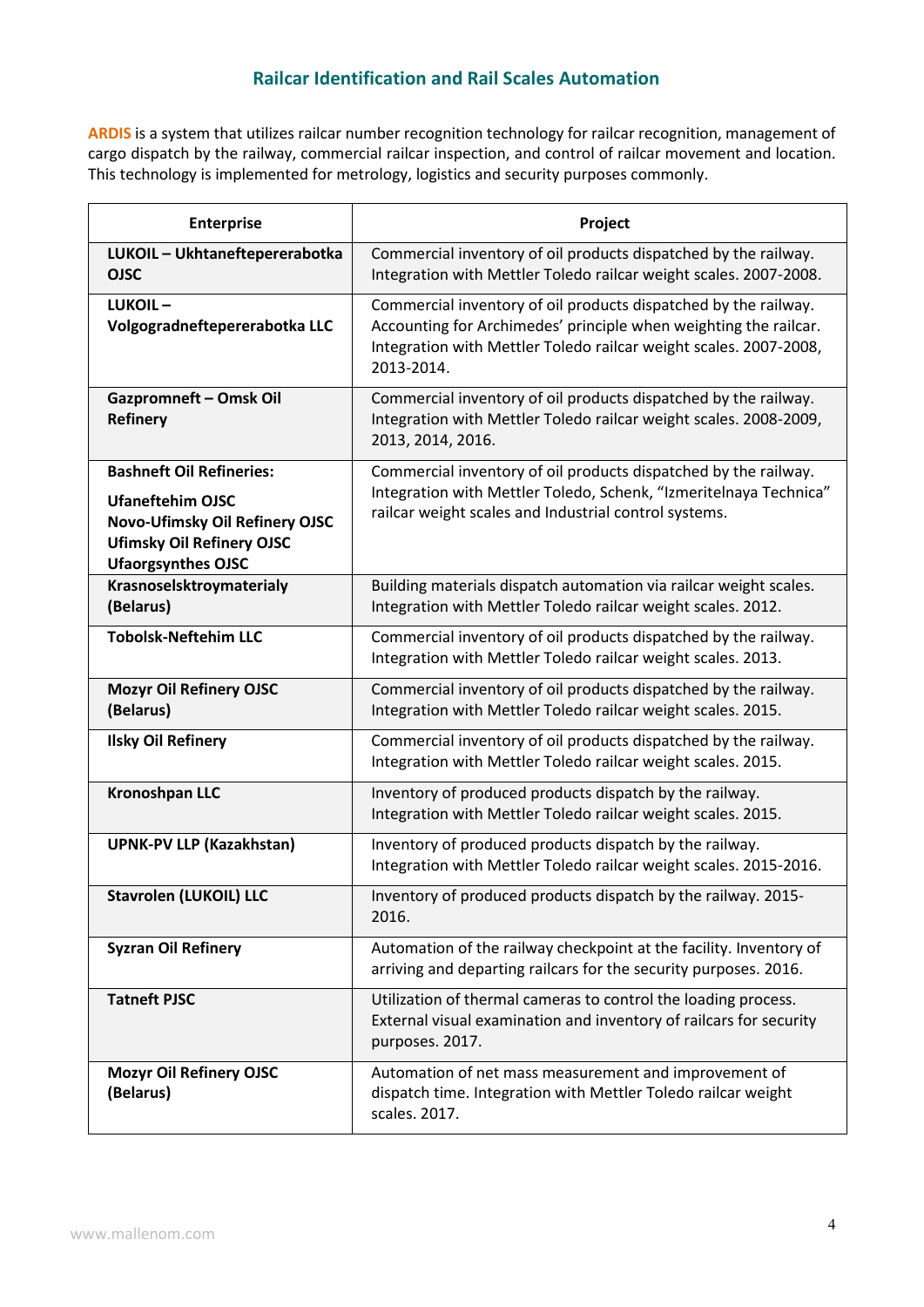## Railcar Identification and Rail Scales Automation

ARDIS is a system that utilizes railcar number recognition technology for railcar recognition, management of cargo dispatch by the railway, commercial railcar inspection, and control of railcar movement and location. This technology is implemented for metrology, logistics and security purposes commonly.

| Enterprise | Project |
|---|---|
| **LUKOIL – Ukhtaneftepererabotka OJSC** | Commercial inventory of oil products dispatched by the railway. Integration with Mettler Toledo railcar weight scales. 2007-2008. |
| **LUKOIL – Volgogradneftepererabotka LLC** | Commercial inventory of oil products dispatched by the railway. Accounting for Archimedes' principle when weighting the railcar. Integration with Mettler Toledo railcar weight scales. 2007-2008, 2013-2014. |
| **Gazpromneft – Omsk Oil Refinery** | Commercial inventory of oil products dispatched by the railway. Integration with Mettler Toledo railcar weight scales. 2008-2009, 2013, 2014, 2016. |
| **Bashneft Oil Refineries:** **Ufaneftehim OJSC** **Novo-Ufimsky Oil Refinery OJSC** **Ufimsky Oil Refinery OJSC** **Ufaorgsynthes OJSC** | Commercial inventory of oil products dispatched by the railway. Integration with Mettler Toledo, Schenk, "Izmeritelnaya Technica" railcar weight scales and Industrial control systems. |
| **Krasnoselsktroymaterialy (Belarus)** | Building materials dispatch automation via railcar weight scales. Integration with Mettler Toledo railcar weight scales. 2012. |
| **Tobolsk-Neftehim LLC** | Commercial inventory of oil products dispatched by the railway. Integration with Mettler Toledo railcar weight scales. 2013. |
| **Mozyr Oil Refinery OJSC (Belarus)** | Commercial inventory of oil products dispatched by the railway. Integration with Mettler Toledo railcar weight scales. 2015. |
| **Ilsky Oil Refinery** | Commercial inventory of oil products dispatched by the railway. Integration with Mettler Toledo railcar weight scales. 2015. |
| **Kronoshpan LLC** | Inventory of produced products dispatch by the railway. Integration with Mettler Toledo railcar weight scales. 2015. |
| **UPNK-PV LLP (Kazakhstan)** | Inventory of produced products dispatch by the railway. Integration with Mettler Toledo railcar weight scales. 2015-2016. |
| **Stavrolen (LUKOIL) LLC** | Inventory of produced products dispatch by the railway. 2015-2016. |
| **Syzran Oil Refinery** | Automation of the railway checkpoint at the facility. Inventory of arriving and departing railcars for the security purposes. 2016. |
| **Tatneft PJSC** | Utilization of thermal cameras to control the loading process. External visual examination and inventory of railcars for security purposes. 2017. |
| **Mozyr Oil Refinery OJSC (Belarus)** | Automation of net mass measurement and improvement of dispatch time. Integration with Mettler Toledo railcar weight scales. 2017. |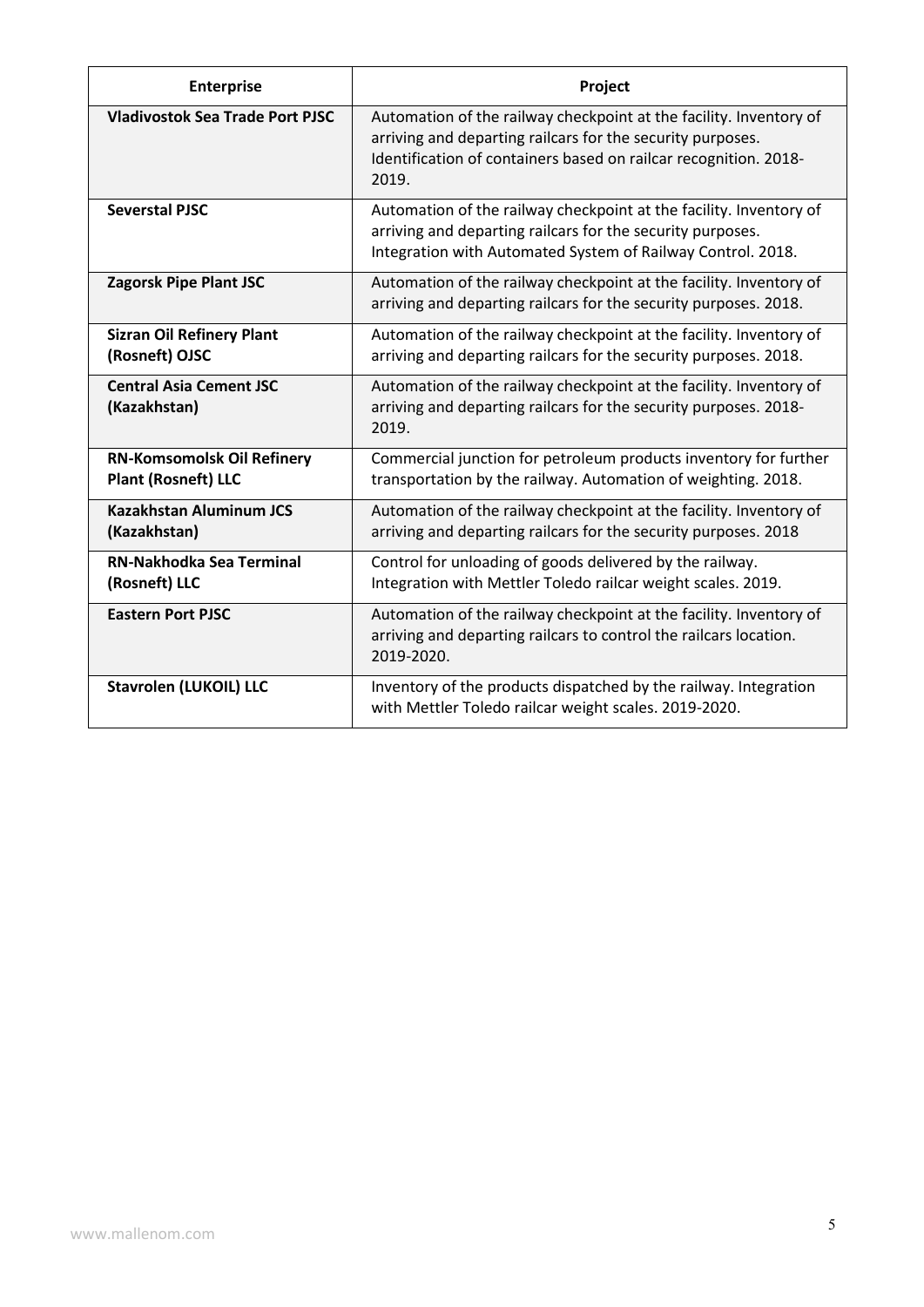| Enterprise | Project |
| --- | --- |
| **Vladivostok Sea Trade Port PJSC** | Automation of the railway checkpoint at the facility. Inventory of arriving and departing railcars for the security purposes. Identification of containers based on railcar recognition. 2018-2019. |
| **Severstal PJSC** | Automation of the railway checkpoint at the facility. Inventory of arriving and departing railcars for the security purposes. Integration with Automated System of Railway Control. 2018. |
| **Zagorsk Pipe Plant JSC** | Automation of the railway checkpoint at the facility. Inventory of arriving and departing railcars for the security purposes. 2018. |
| **Sizran Oil Refinery Plant (Rosneft) OJSC** | Automation of the railway checkpoint at the facility. Inventory of arriving and departing railcars for the security purposes. 2018. |
| **Central Asia Cement JSC (Kazakhstan)** | Automation of the railway checkpoint at the facility. Inventory of arriving and departing railcars for the security purposes. 2018-2019. |
| **RN-Komsomolsk Oil Refinery Plant (Rosneft) LLC** | Commercial junction for petroleum products inventory for further transportation by the railway. Automation of weighting. 2018. |
| **Kazakhstan Aluminum JCS (Kazakhstan)** | Automation of the railway checkpoint at the facility. Inventory of arriving and departing railcars for the security purposes. 2018 |
| **RN-Nakhodka Sea Terminal (Rosneft) LLC** | Control for unloading of goods delivered by the railway. Integration with Mettler Toledo railcar weight scales. 2019. |
| **Eastern Port PJSC** | Automation of the railway checkpoint at the facility. Inventory of arriving and departing railcars to control the railcars location. 2019-2020. |
| **Stavrolen (LUKOIL) LLC** | Inventory of the products dispatched by the railway. Integration with Mettler Toledo railcar weight scales. 2019-2020. |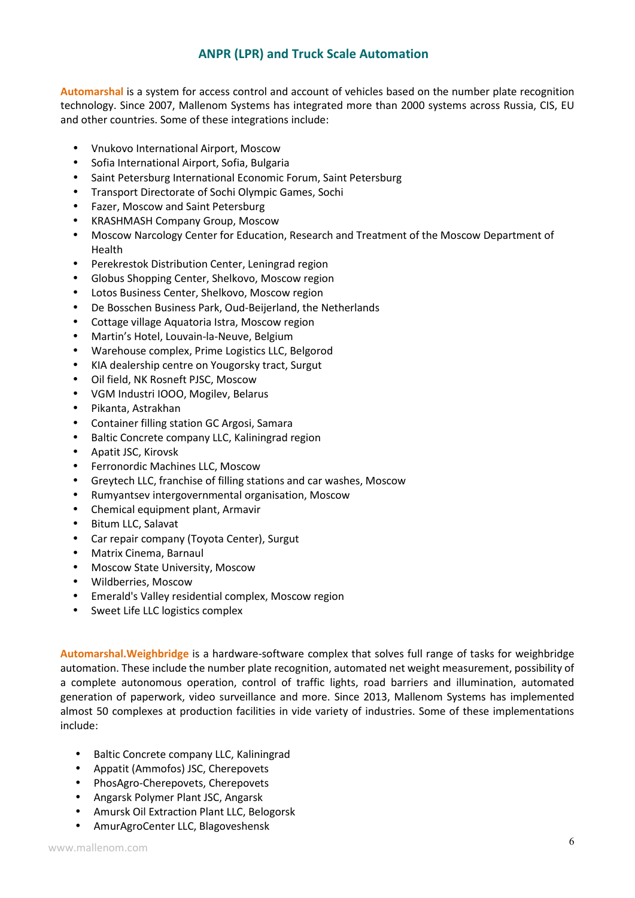## ANPR (LPR) and Truck Scale Automation

**Automarshal** is a system for access control and account of vehicles based on the number plate recognition technology. Since 2007, Mallenom Systems has integrated more than 2000 systems across Russia, CIS, EU and other countries. Some of these integrations include:

- Vnukovo International Airport, Moscow
- Sofia International Airport, Sofia, Bulgaria
- Saint Petersburg International Economic Forum, Saint Petersburg
- Transport Directorate of Sochi Olympic Games, Sochi
- Fazer, Moscow and Saint Petersburg
- KRASHMASH Company Group, Moscow
- Moscow Narcology Center for Education, Research and Treatment of the Moscow Department of Health
- Perekrestok Distribution Center, Leningrad region
- Globus Shopping Center, Shelkovo, Moscow region
- Lotos Business Center, Shelkovo, Moscow region
- De Bosschen Business Park, Oud-Beijerland, the Netherlands
- Cottage village Aquatoria Istra, Moscow region
- Martin's Hotel, Louvain-la-Neuve, Belgium
- Warehouse complex, Prime Logistics LLC, Belgorod
- KIA dealership centre on Yougorsky tract, Surgut
- Oil field, NK Rosneft PJSC, Moscow
- VGM Industri IOOO, Mogilev, Belarus
- Pikanta, Astrakhan
- Container filling station GC Argosi, Samara
- Baltic Concrete company LLC, Kaliningrad region
- Apatit JSC, Kirovsk
- Ferronordic Machines LLC, Moscow
- Greytech LLC, franchise of filling stations and car washes, Moscow
- Rumyantsev intergovernmental organisation, Moscow
- Chemical equipment plant, Armavir
- Bitum LLC, Salavat
- Car repair company (Toyota Center), Surgut
- Matrix Cinema, Barnaul
- Moscow State University, Moscow
- Wildberries, Moscow
- Emerald's Valley residential complex, Moscow region
- Sweet Life LLC logistics complex

**Automarshal.Weighbridge** is a hardware-software complex that solves full range of tasks for weighbridge automation. These include the number plate recognition, automated net weight measurement, possibility of a complete autonomous operation, control of traffic lights, road barriers and illumination, automated generation of paperwork, video surveillance and more. Since 2013, Mallenom Systems has implemented almost 50 complexes at production facilities in vide variety of industries. Some of these implementations include:

- Baltic Concrete company LLC, Kaliningrad
- Appatit (Ammofos) JSC, Cherepovets
- PhosAgro-Cherepovets, Cherepovets
- Angarsk Polymer Plant JSC, Angarsk
- Amursk Oil Extraction Plant LLC, Belogorsk
- AmurAgroCenter LLC, Blagoveshensk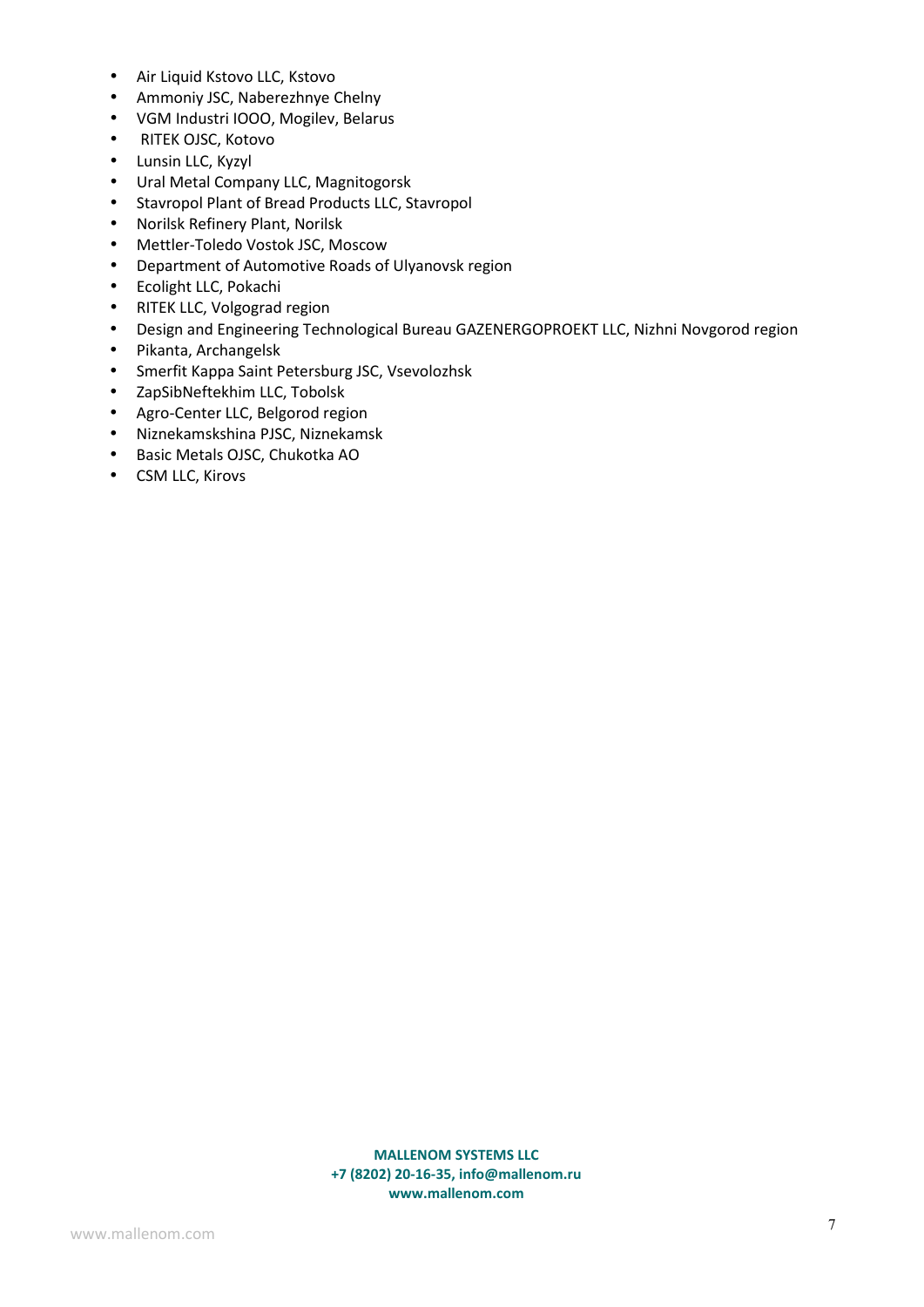- Air Liquid Kstovo LLC, Kstovo
- Ammoniy JSC, Naberezhnye Chelny
- VGM Industri IOOO, Mogilev, Belarus
- RITEK OJSC, Kotovo
- Lunsin LLC, Kyzyl
- Ural Metal Company LLC, Magnitogorsk
- Stavropol Plant of Bread Products LLC, Stavropol
- Norilsk Refinery Plant, Norilsk
- Mettler-Toledo Vostok JSC, Moscow
- Department of Automotive Roads of Ulyanovsk region
- Ecolight LLC, Pokachi
- RITEK LLC, Volgograd region
- Design and Engineering Technological Bureau GAZENERGOPROEKT LLC, Nizhni Novgorod region
- Pikanta, Archangelsk
- Smerfit Kappa Saint Petersburg JSC, Vsevolozhsk
- ZapSibNeftekhim LLC, Tobolsk
- Agro-Center LLC, Belgorod region
- Niznekamskshina PJSC, Niznekamsk
- Basic Metals OJSC, Chukotka AO
- CSM LLC, Kirovs

**MALLENOM SYSTEMS LLC**
**+7 (8202) 20-16-35, info@mallenom.ru**
**www.mallenom.com**